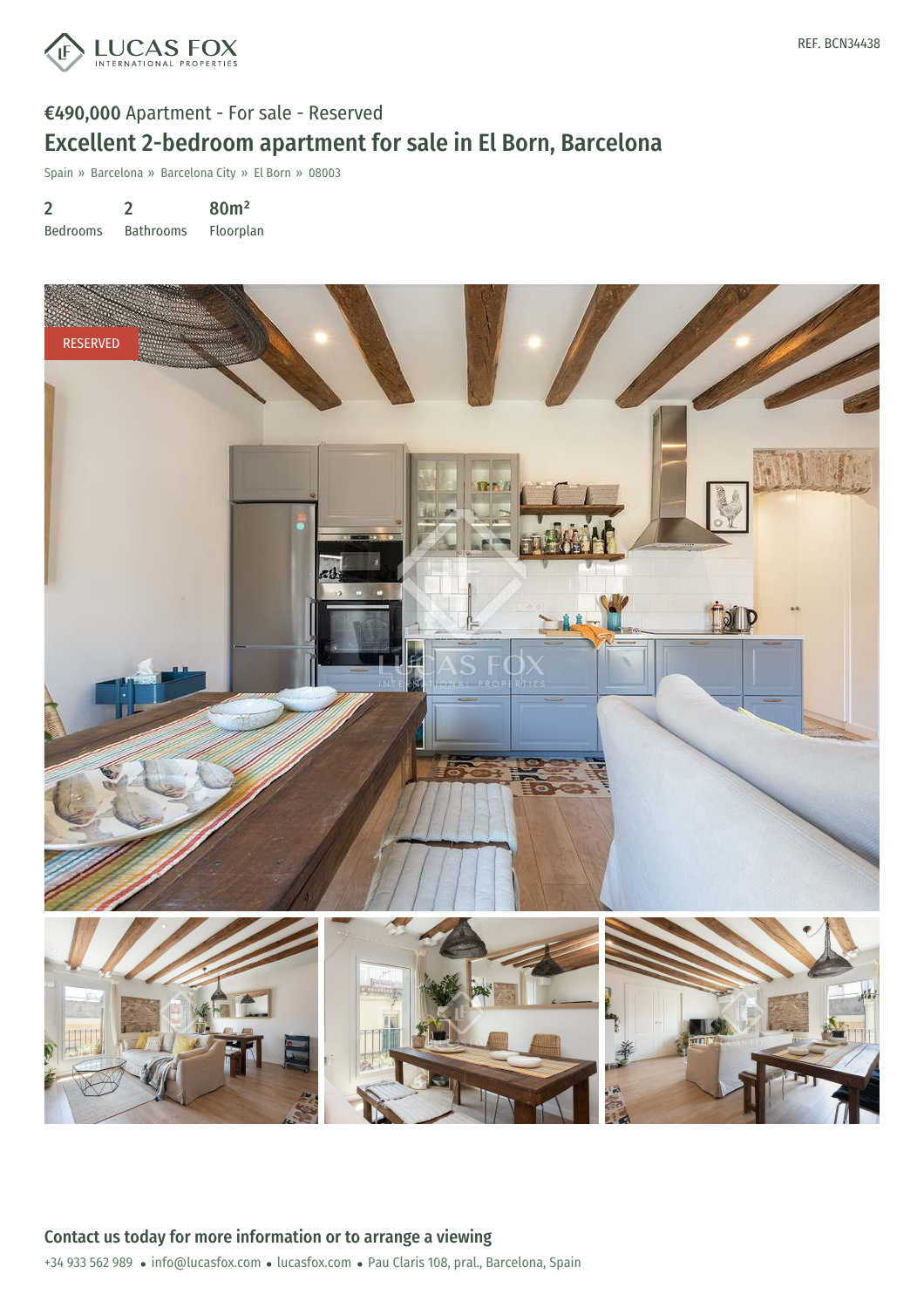REF. BCN34438

**€490,000** Apartment - For sale - Reserved

# Excellent 2-bedroom apartment for sale in El Born, Barcelona

Spain » Barcelona » Barcelona City » El Born » 08003

| 2 | 2 | 80m² |
| --- | --- | --- |
| Bedrooms | Bathrooms | Floorplan |

RESERVED

## Contact us today for more information or to arrange a viewing

+34 933 562 989 • info@lucasfox.com • lucasfox.com • Pau Claris 108, pral., Barcelona, Spain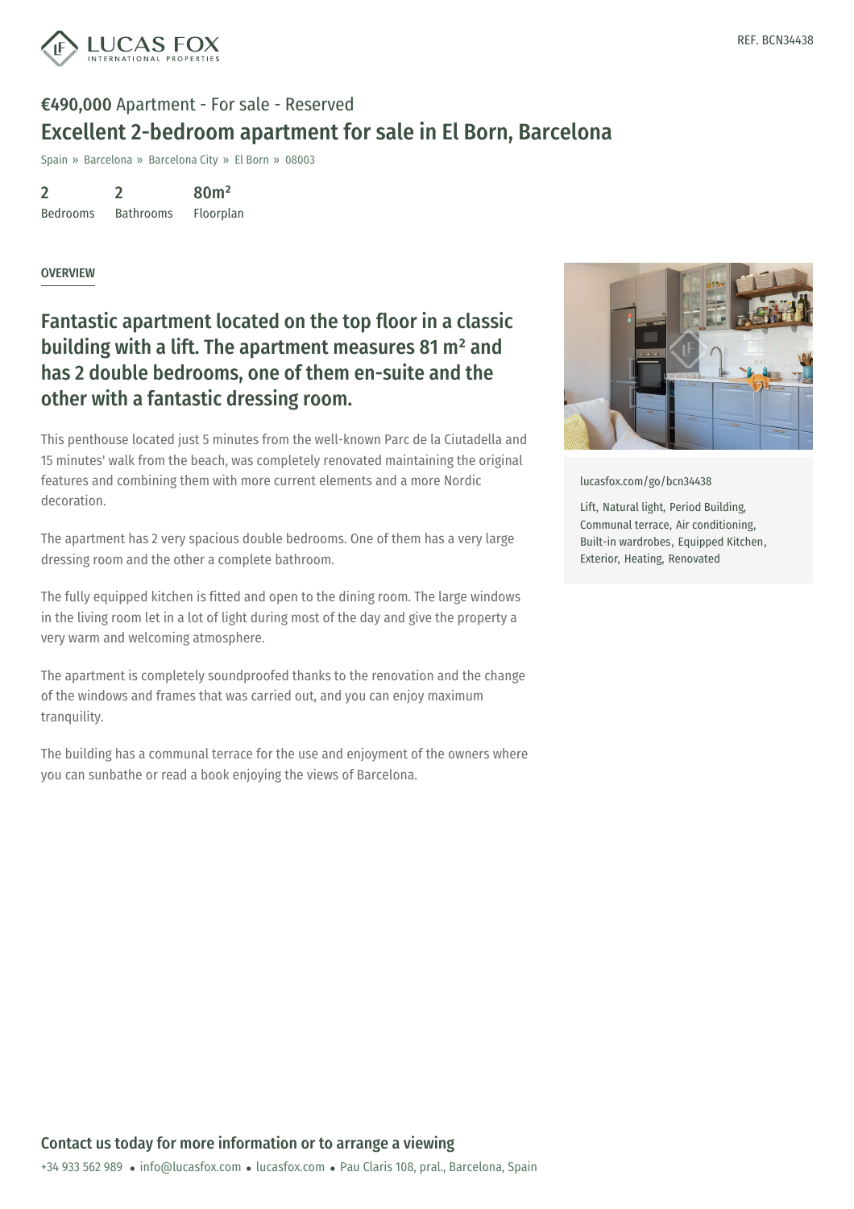REF. BCN34438

**€490,000** Apartment - For sale - Reserved

# Excellent 2-bedroom apartment for sale in El Born, Barcelona

Spain » Barcelona » Barcelona City » El Born » 08003

| 2 | 2 | 80m² |
|---|---|---|
| Bedrooms | Bathrooms | Floorplan |

## OVERVIEW

## Fantastic apartment located on the top floor in a classic building with a lift. The apartment measures 81 m² and has 2 double bedrooms, one of them en-suite and the other with a fantastic dressing room.

This penthouse located just 5 minutes from the well-known Parc de la Ciutadella and 15 minutes' walk from the beach, was completely renovated maintaining the original features and combining them with more current elements and a more Nordic decoration.

The apartment has 2 very spacious double bedrooms. One of them has a very large dressing room and the other a complete bathroom.

The fully equipped kitchen is fitted and open to the dining room. The large windows in the living room let in a lot of light during most of the day and give the property a very warm and welcoming atmosphere.

The apartment is completely soundproofed thanks to the renovation and the change of the windows and frames that was carried out, and you can enjoy maximum tranquility.

The building has a communal terrace for the use and enjoyment of the owners where you can sunbathe or read a book enjoying the views of Barcelona.

lucasfox.com/go/bcn34438

Lift, Natural light, Period Building, Communal terrace, Air conditioning, Built-in wardrobes, Equipped Kitchen, Exterior, Heating, Renovated

**Contact us today for more information or to arrange a viewing**

+34 933 562 989 • info@lucasfox.com • lucasfox.com • Pau Claris 108, pral., Barcelona, Spain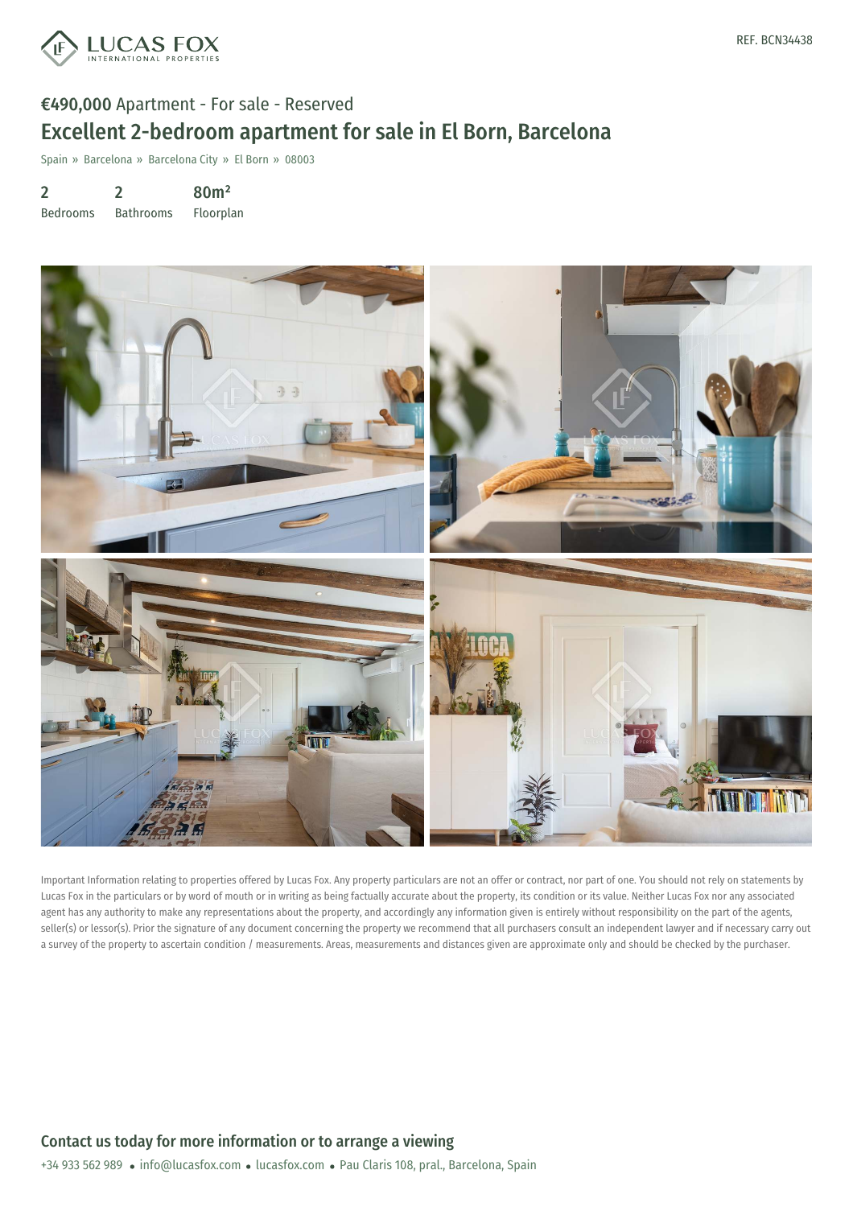REF. BCN34438

**€490,000** Apartment - For sale - Reserved

# Excellent 2-bedroom apartment for sale in El Born, Barcelona

Spain » Barcelona » Barcelona City » El Born » 08003

| 2 | 2 | 80m² |
|---|---|---|
| Bedrooms | Bathrooms | Floorplan |

Important Information relating to properties offered by Lucas Fox. Any property particulars are not an offer or contract, nor part of one. You should not rely on statements by Lucas Fox in the particulars or by word of mouth or in writing as being factually accurate about the property, its condition or its value. Neither Lucas Fox nor any associated agent has any authority to make any representations about the property, and accordingly any information given is entirely without responsibility on the part of the agents, seller(s) or lessor(s). Prior the signature of any document concerning the property we recommend that all purchasers consult an independent lawyer and if necessary carry out a survey of the property to ascertain condition / measurements. Areas, measurements and distances given are approximate only and should be checked by the purchaser.

## Contact us today for more information or to arrange a viewing

+34 933 562 989 • info@lucasfox.com • lucasfox.com • Pau Claris 108, pral., Barcelona, Spain